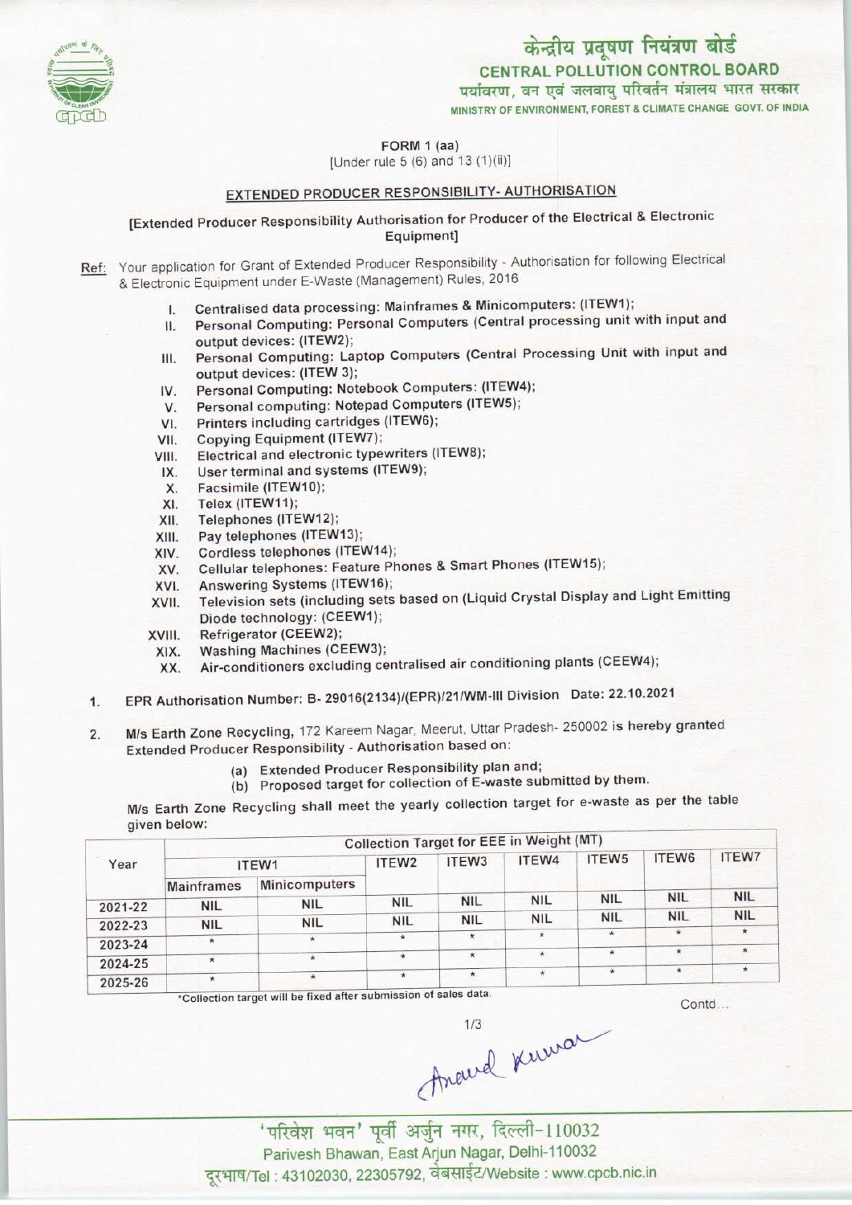केन्द्रीय प्रदूषण नियंत्रण बोर्ड
CENTRAL POLLUTION CONTROL BOARD
पर्यावरण, वन एवं जलवायु परिवर्तन मंत्रालय भारत सरकार
MINISTRY OF ENVIRONMENT, FOREST & CLIMATE CHANGE GOVT. OF INDIA

FORM 1 (aa)
[Under rule 5 (6) and 13 (1)(ii)]

## EXTENDED PRODUCER RESPONSIBILITY- AUTHORISATION

[Extended Producer Responsibility Authorisation for Producer of the Electrical & Electronic Equipment]

Ref: Your application for Grant of Extended Producer Responsibility - Authorisation for following Electrical & Electronic Equipment under E-Waste (Management) Rules, 2016

I. Centralised data processing: Mainframes & Minicomputers: (ITEW1);
II. Personal Computing: Personal Computers (Central processing unit with input and output devices: (ITEW2);
III. Personal Computing: Laptop Computers (Central Processing Unit with input and output devices: (ITEW 3);
IV. Personal Computing: Notebook Computers: (ITEW4);
V. Personal computing: Notepad Computers (ITEW5);
VI. Printers including cartridges (ITEW6);
VII. Copying Equipment (ITEW7);
VIII. Electrical and electronic typewriters (ITEW8);
IX. User terminal and systems (ITEW9);
X. Facsimile (ITEW10);
XI. Telex (ITEW11);
XII. Telephones (ITEW12);
XIII. Pay telephones (ITEW13);
XIV. Cordless telephones (ITEW14);
XV. Cellular telephones: Feature Phones & Smart Phones (ITEW15);
XVI. Answering Systems (ITEW16);
XVII. Television sets (including sets based on (Liquid Crystal Display and Light Emitting Diode technology: (CEEW1);
XVIII. Refrigerator (CEEW2);
XIX. Washing Machines (CEEW3);
XX. Air-conditioners excluding centralised air conditioning plants (CEEW4);

1. EPR Authorisation Number: B- 29016(2134)/(EPR)/21/WM-III Division Date: 22.10.2021

2. M/s Earth Zone Recycling, 172 Kareem Nagar, Meerut, Uttar Pradesh- 250002 is hereby granted Extended Producer Responsibility - Authorisation based on:
   (a) Extended Producer Responsibility plan and;
   (b) Proposed target for collection of E-waste submitted by them.

M/s Earth Zone Recycling shall meet the yearly collection target for e-waste as per the table given below:

| Year | Collection Target for EEE in Weight (MT) | | | | | | | |
|---|---|---|---|---|---|---|---|---|
| | ITEW1 | | ITEW2 | ITEW3 | ITEW4 | ITEW5 | ITEW6 | ITEW7 |
| | Mainframes | Minicomputers | | | | | | |
| 2021-22 | NIL | NIL | NIL | NIL | NIL | NIL | NIL | NIL |
| 2022-23 | NIL | NIL | NIL | NIL | NIL | NIL | NIL | NIL |
| 2023-24 | * | * | * | * | * | * | * | * |
| 2024-25 | * | * | * | * | * | * | * | * |
| 2025-26 | * | * | * | * | * | * | * | * |

*Collection target will be fixed after submission of sales data.

Contd...

Anand Kumar

'परिवेश भवन' पूर्वी अर्जुन नगर, दिल्ली-110032
Parivesh Bhawan, East Arjun Nagar, Delhi-110032
दूरभाष/Tel : 43102030, 22305792, वेबसाईट/Website : www.cpcb.nic.in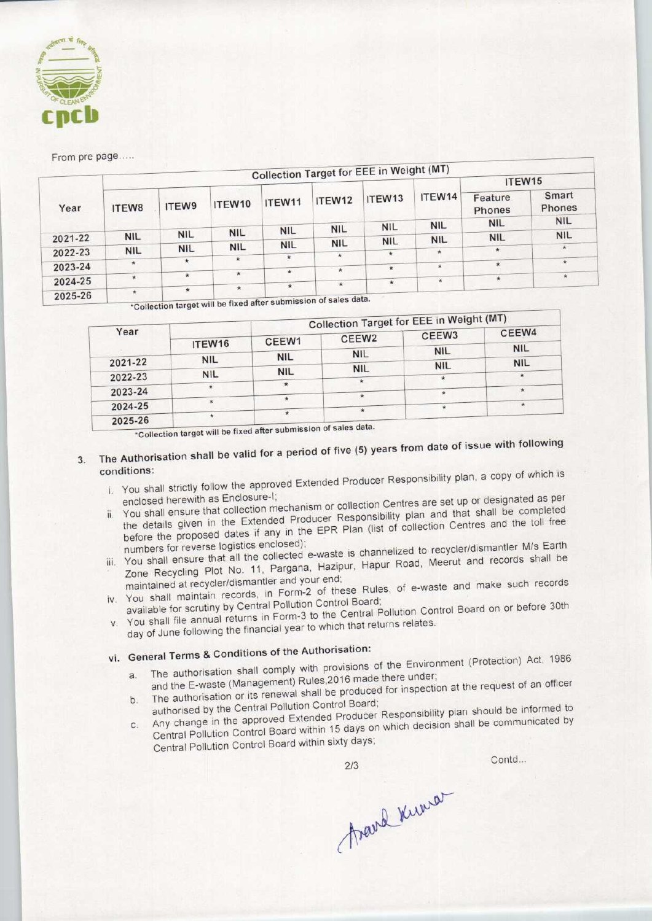From pre page.....

| Year | Collection Target for EEE in Weight (MT) | | | | | | | | |
|---|---|---|---|---|---|---|---|---|---|
| | ITEW8 | ITEW9 | ITEW10 | ITEW11 | ITEW12 | ITEW13 | ITEW14 | ITEW15 | |
| | | | | | | | | Feature Phones | Smart Phones |
| 2021-22 | NIL | NIL | NIL | NIL | NIL | NIL | NIL | NIL | NIL |
| 2022-23 | NIL | NIL | NIL | NIL | NIL | NIL | NIL | NIL | NIL |
| 2023-24 | * | * | * | * | * | * | * | * | * |
| 2024-25 | * | * | * | * | * | * | * | * | * |
| 2025-26 | * | * | * | * | * | * | * | * | * |

*Collection target will be fixed after submission of sales data.

| Year | Collection Target for EEE in Weight (MT) | | | | |
|---|---|---|---|---|---|
| | ITEW16 | CEEW1 | CEEW2 | CEEW3 | CEEW4 |
| 2021-22 | NIL | NIL | NIL | NIL | NIL |
| 2022-23 | NIL | NIL | NIL | NIL | NIL |
| 2023-24 | * | * | * | * | * |
| 2024-25 | * | * | * | * | * |
| 2025-26 | * | * | * | * | * |

*Collection targot will be fixed after submission of sales data.

3. The Authorisation shall be valid for a period of five (5) years from date of issue with following conditions:
   i. You shall strictly follow the approved Extended Producer Responsibility plan, a copy of which is enclosed herewith as Enclosure-I;
   ii. You shall ensure that collection mechanism or collection Centres are set up or designated as per the details given in the Extended Producer Responsibility plan and that shall be completed before the proposed dates if any in the EPR Plan (list of collection Centres and the toll free numbers for reverse logistics enclosed);
   iii. You shall ensure that all the collected e-waste is channelized to recycler/dismantler M/s Earth Zone Recycling Plot No. 11, Pargana, Hazipur, Hapur Road, Meerut and records shall be maintained at recycler/dismantler and your end;
   iv. You shall maintain records, in Form-2 of these Rules, of e-waste and make such records available for scrutiny by Central Pollution Control Board;
   v. You shall file annual returns in Form-3 to the Central Pollution Control Board on or before 30th day of June following the financial year to which that returns relates.

   **vi. General Terms & Conditions of the Authorisation:**
   a. The authorisation shall comply with provisions of the Environment (Protection) Act, 1986 and the E-waste (Management) Rules,2016 made there under;
   b. The authorisation or its renewal shall be produced for inspection at the request of an officer authorised by the Central Pollution Control Board;
   c. Any change in the approved Extended Producer Responsibility plan should be informed to Central Pollution Control Board within 15 days on which decision shall be communicated by Central Pollution Control Board within sixty days;

Contd...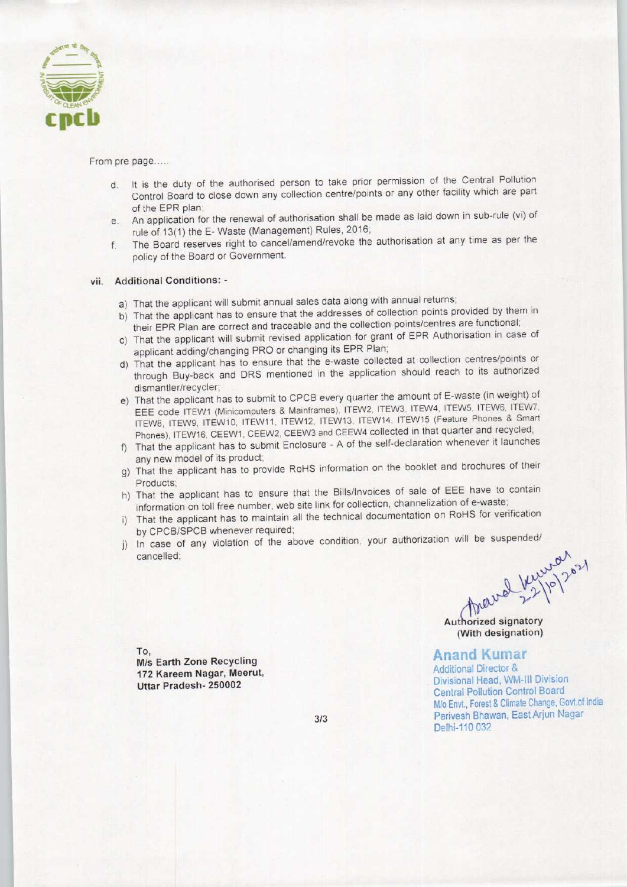From pre page.....

d. It is the duty of the authorised person to take prior permission of the Central Pollution Control Board to close down any collection centre/points or any other facility which are part of the EPR plan;
e. An application for the renewal of authorisation shall be made as laid down in sub-rule (vi) of rule of 13(1) the E- Waste (Management) Rules, 2016;
f. The Board reserves right to cancel/amend/revoke the authorisation at any time as per the policy of the Board or Government.

vii. **Additional Conditions: -**

a) That the applicant will submit annual sales data along with annual returns;
b) That the applicant has to ensure that the addresses of collection points provided by them in their EPR Plan are correct and traceable and the collection points/centres are functional;
c) That the applicant will submit revised application for grant of EPR Authorisation in case of applicant adding/changing PRO or changing its EPR Plan;
d) That the applicant has to ensure that the e-waste collected at collection centres/points or through Buy-back and DRS mentioned in the application should reach to its authorized dismantler/recycler;
e) That the applicant has to submit to CPCB every quarter the amount of E-waste (in weight) of EEE code ITEW1 (Minicomputers & Mainframes), ITEW2, ITEW3, ITEW4, ITEW5, ITEW6, ITEW7, ITEW8, ITEW9, ITEW10, ITEW11, ITEW12, ITEW13, ITEW14, ITEW15 (Feature Phones & Smart Phones), ITEW16, CEEW1, CEEW2, CEEW3 and CEEW4 collected in that quarter and recycled;
f) That the applicant has to submit Enclosure - A of the self-declaration whenever it launches any new model of its product;
g) That the applicant has to provide RoHS information on the booklet and brochures of their Products;
h) That the applicant has to ensure that the Bills/Invoices of sale of EEE have to contain information on toll free number, web site link for collection, channelization of e-waste;
i) That the applicant has to maintain all the technical documentation on RoHS for verification by CPCB/SPCB whenever required;
j) In case of any violation of the above condition, your authorization will be suspended/ cancelled;

Anand Kumar 22/10/2021

Authorized signatory
(With designation)

**Anand Kumar**
Additional Director &
Divisional Head, WM-III Division
Central Pollution Control Board
M/o Envt., Forest & Climate Change, Govt.of India
Parivesh Bhawan, East Arjun Nagar
Delhi-110 032

To,
**M/s Earth Zone Recycling**
**172 Kareem Nagar, Meerut,**
**Uttar Pradesh- 250002**